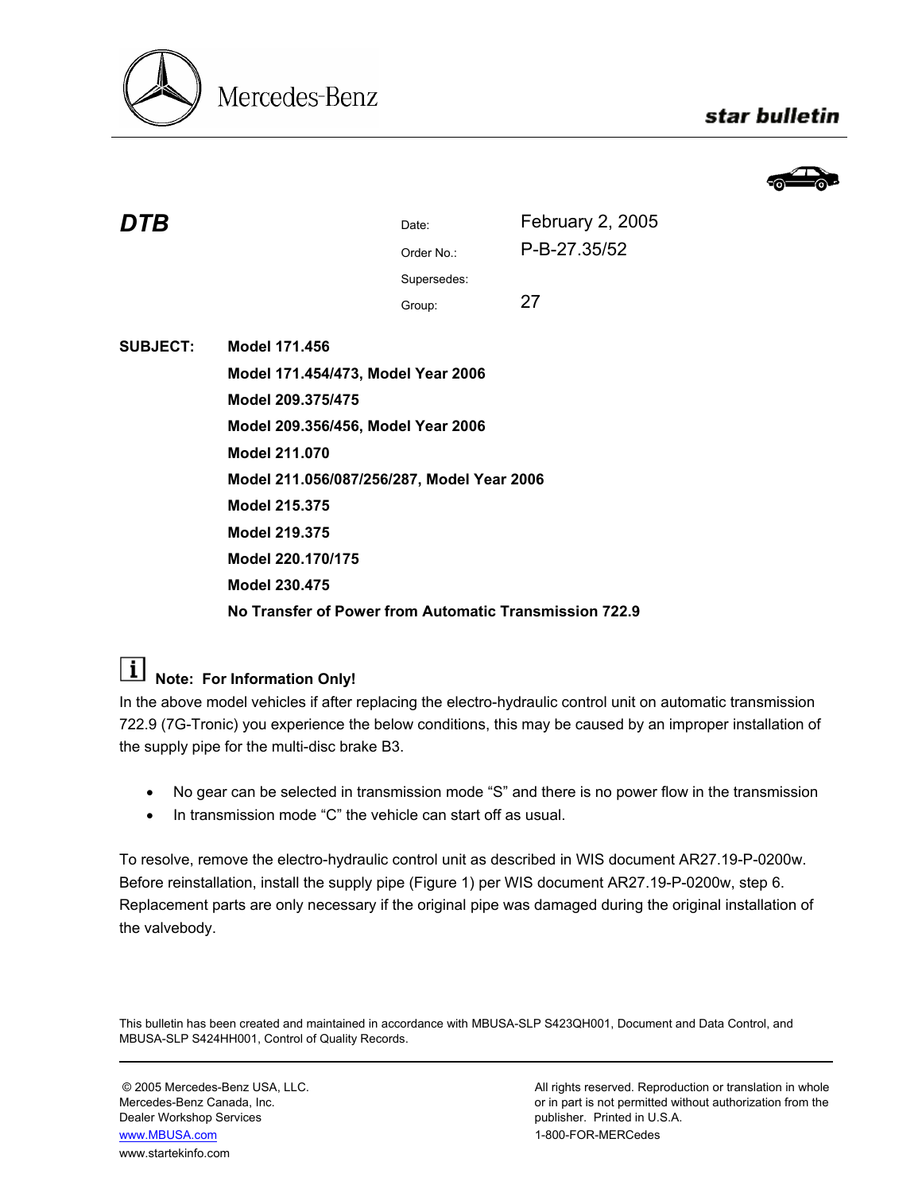Mercedes-Benz

**star bulletin**

# DTB

| | |
|---|---|
| Date: | February 2, 2005 |
| Order No.: | P-B-27.35/52 |
| Supersedes: | |
| Group: | 27 |

**SUBJECT:**

**Model 171.456**
**Model 171.454/473, Model Year 2006**
**Model 209.375/475**
**Model 209.356/456, Model Year 2006**
**Model 211.070**
**Model 211.056/087/256/287, Model Year 2006**
**Model 215.375**
**Model 219.375**
**Model 220.170/175**
**Model 230.475**
**No Transfer of Power from Automatic Transmission 722.9**

**Note: For Information Only!**

In the above model vehicles if after replacing the electro-hydraulic control unit on automatic transmission 722.9 (7G-Tronic) you experience the below conditions, this may be caused by an improper installation of the supply pipe for the multi-disc brake B3.

- No gear can be selected in transmission mode "S" and there is no power flow in the transmission
- In transmission mode "C" the vehicle can start off as usual.

To resolve, remove the electro-hydraulic control unit as described in WIS document AR27.19-P-0200w. Before reinstallation, install the supply pipe (Figure 1) per WIS document AR27.19-P-0200w, step 6. Replacement parts are only necessary if the original pipe was damaged during the original installation of the valvebody.

This bulletin has been created and maintained in accordance with MBUSA-SLP S423QH001, Document and Data Control, and MBUSA-SLP S424HH001, Control of Quality Records.

© 2005 Mercedes-Benz USA, LLC.
Mercedes-Benz Canada, Inc.
Dealer Workshop Services
www.MBUSA.com
www.startekinfo.com

All rights reserved. Reproduction or translation in whole or in part is not permitted without authorization from the publisher. Printed in U.S.A.
1-800-FOR-MERCedes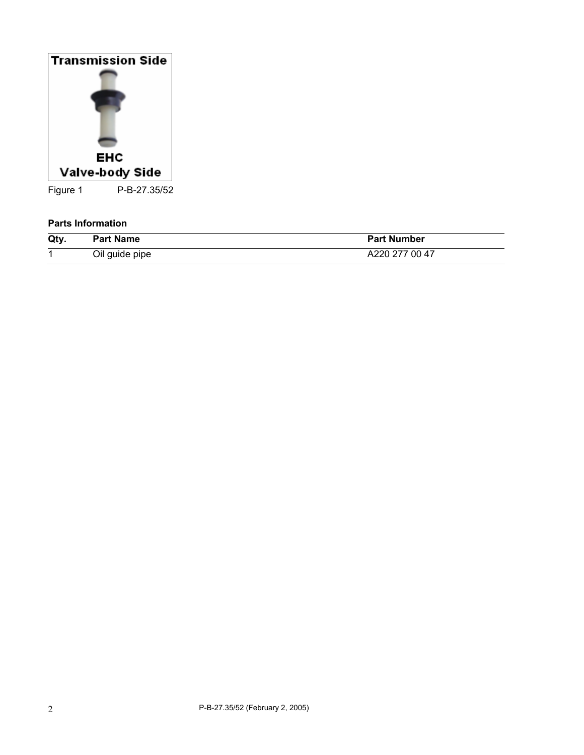Transmission Side

EHC
Valve-body Side

Figure 1 P-B-27.35/52

**Parts Information**

| Qty. | Part Name | Part Number |
|---|---|---|
| 1 | Oil guide pipe | A220 277 00 47 |